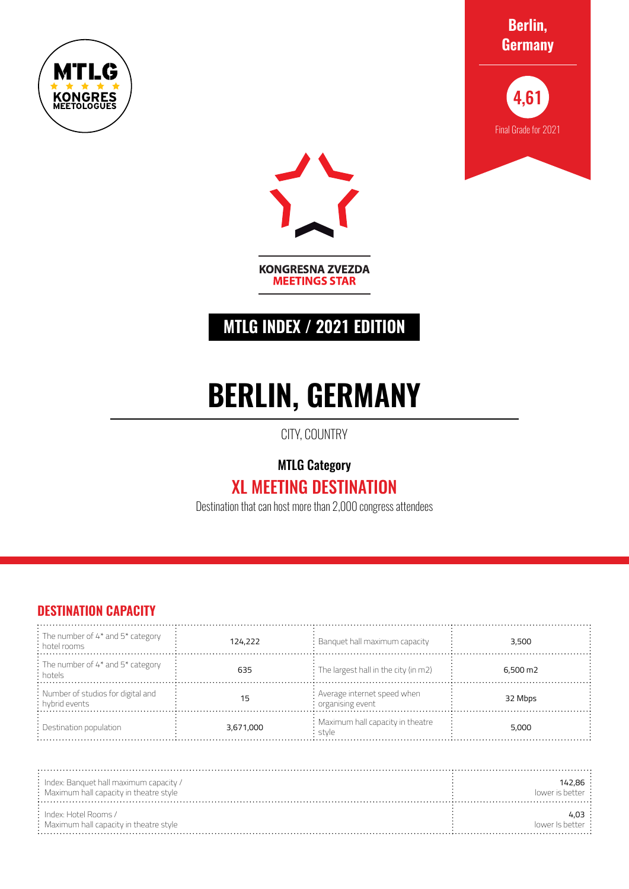MTLG KONGRES MEETOLOGUES

**Berlin, Germany**

**4,61**

Final Grade for 2021

KONGRESNA ZVEZDA
MEETINGS STAR

**MTLG INDEX / 2021 EDITION**

# BERLIN, GERMANY

CITY, COUNTRY

**MTLG Category**

## XL MEETING DESTINATION

Destination that can host more than 2,000 congress attendees

## DESTINATION CAPACITY

| | | | |
|---|---|---|---|
| The number of 4* and 5* category hotel rooms | 124,222 | Banquet hall maximum capacity | 3,500 |
| The number of 4* and 5* category hotels | 635 | The largest hall in the city (in m2) | 6,500 m2 |
| Number of studios for digital and hybrid events | 15 | Average internet speed when organising event | 32 Mbps |
| Destination population | 3,671,000 | Maximum hall capacity in theatre style | 5,000 |

| | |
|---|---|
| Index: Banquet hall maximum capacity / Maximum hall capacity in theatre style | 142,86 lower is better |
| Index: Hotel Rooms / Maximum hall capacity in theatre style | 4,03 lower Is better |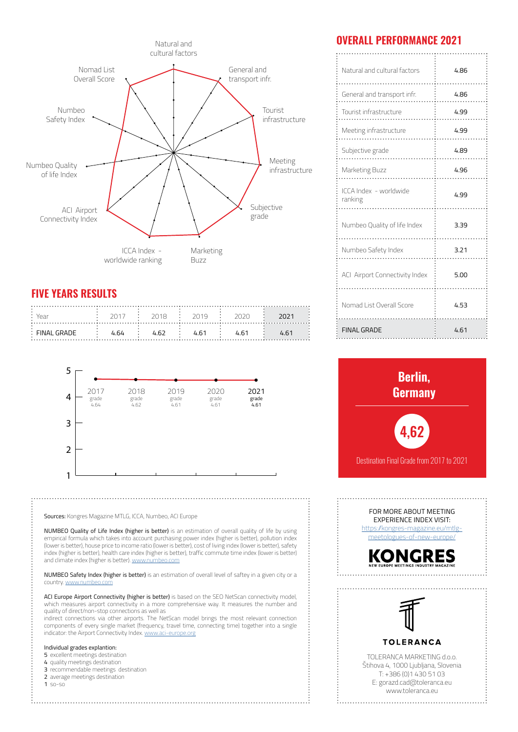Natural and cultural factors
General and transport infr.
Tourist infrastructure
Meeting infrastructure
Subjective grade
Marketing Buzz
ICCA Index - worldwide ranking
ACI Airport Connectivity Index
Numbeo Quality of life Index
Numbeo Safety Index
Nomad List Overall Score

## OVERALL PERFORMANCE 2021

| | |
|---|---|
| Natural and cultural factors | 4.86 |
| General and transport infr. | 4.86 |
| Tourist infrastructure | 4.99 |
| Meeting infrastructure | 4.99 |
| Subjective grade | 4.89 |
| Marketing Buzz | 4.96 |
| ICCA Index - worldwide ranking | 4.99 |
| Numbeo Quality of life Index | 3.39 |
| Numbeo Safety Index | 3.21 |
| ACI Airport Connectivity Index | 5.00 |
| Nomad List Overall Score | 4.53 |
| FINAL GRADE | 4.61 |

## FIVE YEARS RESULTS

| Year | 2017 | 2018 | 2019 | 2020 | 2021 |
|---|---|---|---|---|---|
| FINAL GRADE | 4.64 | 4.62 | 4.61 | 4.61 | 4.61 |

5
4
3
2
1
2017 grade 4.64
2018 grade 4.62
2019 grade 4.61
2020 grade 4.61
2021 grade 4.61

## Berlin, Germany

**4,62**

Destination Final Grade from 2017 to 2021

Sources: Kongres Magazine MTLG, ICCA, Numbeo, ACI Europe

**NUMBEO Quality of Life Index (higher is better)** is an estimation of overall quality of life by using empirical formula which takes into account purchasing power index (higher is better), pollution index (lower is better), house price to income ratio (lower is better), cost of living index (lower is better), safety index (higher is better), health care index (higher is better), traffic commute time index (lower is better) and climate index (higher is better). www.numbeo.com

**NUMBEO Safety Index (higher is better)** is an estimation of overall level of saftey in a given city or a country. www.numbeo.com

**ACI Europe Airport Connectivity (higher is better)** is based on the SEO NetScan connectivity model, which measures airport connectivity in a more comprehensive way. It measures the number and quality of direct/non-stop connections as well as
indirect connections via other airports. The NetScan model brings the most relevant connection components of every single market (frequency, travel time, connecting time) together into a single indicator: the Airport Connectivity Index. www.aci-europe.org

Individual grades explanation:
5 excellent meetings destination
4 quality meetings destination
3 recommendable meetings destination
2 average meetings destination
1 so-so

FOR MORE ABOUT MEETING EXPERIENCE INDEX VISIT:
https://kongres-magazine.eu/mtlg-meetologues-of-new-europe/

KONGRES
NEW EUROPE MEETINGS INDUSTRY MAGAZINE

TOLERANCA

TOLERANCA MARKETING d.o.o.
Štihova 4, 1000 Ljubljana, Slovenia
T: +386 (0)1 430 51 03
E: gorazd.cad@toleranca.eu
www.toleranca.eu